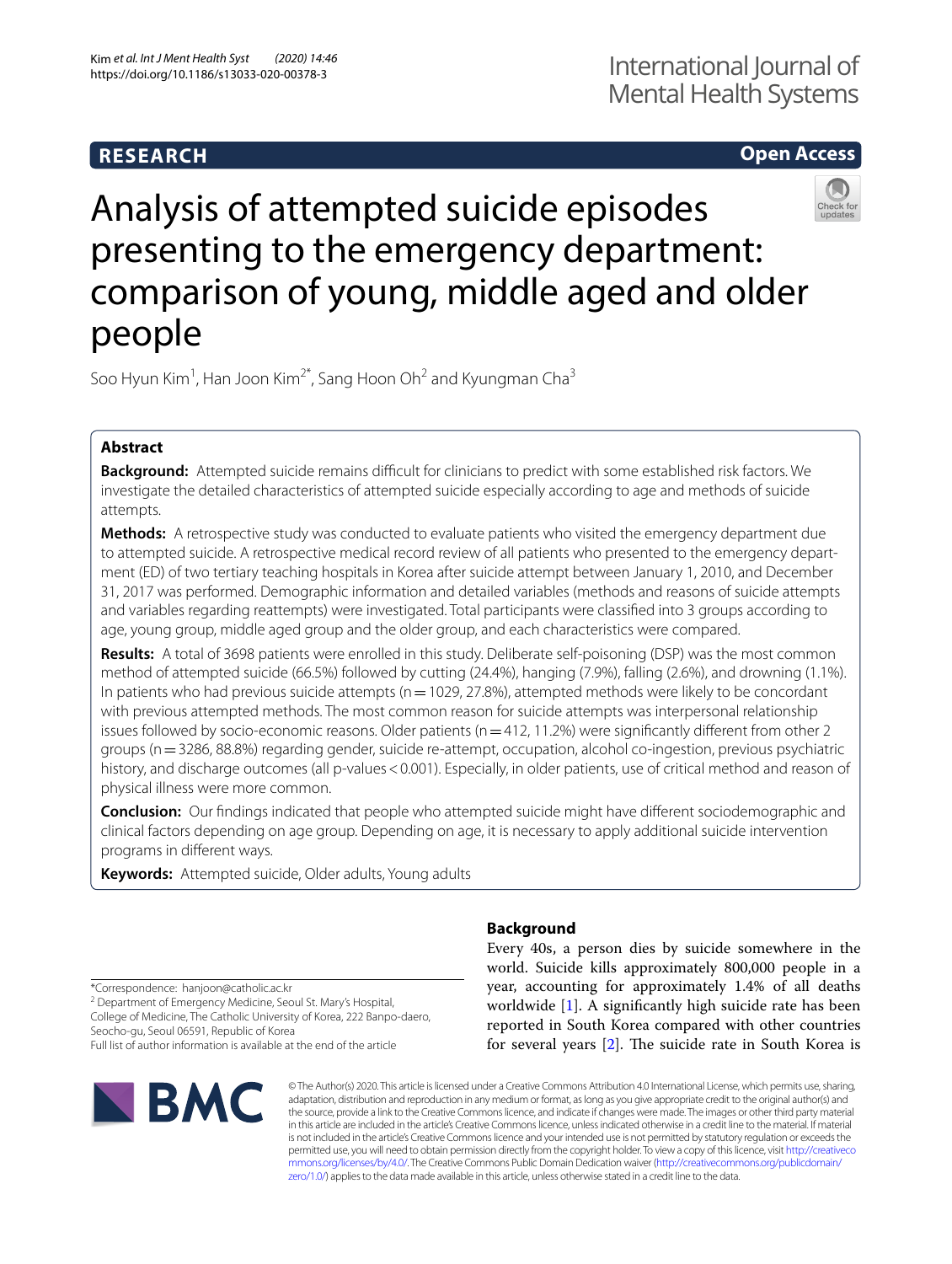RESEARCH

Open Access

# Analysis of attempted suicide episodes presenting to the emergency department: comparison of young, middle aged and older people

Soo Hyun Kim[1], Han Joon Kim[2*], Sang Hoon Oh[2] and Kyungman Cha[3]

## Abstract

**Background:** Attempted suicide remains difficult for clinicians to predict with some established risk factors. We investigate the detailed characteristics of attempted suicide especially according to age and methods of suicide attempts.

**Methods:** A retrospective study was conducted to evaluate patients who visited the emergency department due to attempted suicide. A retrospective medical record review of all patients who presented to the emergency department (ED) of two tertiary teaching hospitals in Korea after suicide attempt between January 1, 2010, and December 31, 2017 was performed. Demographic information and detailed variables (methods and reasons of suicide attempts and variables regarding reattempts) were investigated. Total participants were classified into 3 groups according to age, young group, middle aged group and the older group, and each characteristics were compared.

**Results:** A total of 3698 patients were enrolled in this study. Deliberate self-poisoning (DSP) was the most common method of attempted suicide (66.5%) followed by cutting (24.4%), hanging (7.9%), falling (2.6%), and drowning (1.1%). In patients who had previous suicide attempts (n = 1029, 27.8%), attempted methods were likely to be concordant with previous attempted methods. The most common reason for suicide attempts was interpersonal relationship issues followed by socio-economic reasons. Older patients (n = 412, 11.2%) were significantly different from other 2 groups (n = 3286, 88.8%) regarding gender, suicide re-attempt, occupation, alcohol co-ingestion, previous psychiatric history, and discharge outcomes (all p-values < 0.001). Especially, in older patients, use of critical method and reason of physical illness were more common.

**Conclusion:** Our findings indicated that people who attempted suicide might have different sociodemographic and clinical factors depending on age group. Depending on age, it is necessary to apply additional suicide intervention programs in different ways.

**Keywords:** Attempted suicide, Older adults, Young adults

## Background

Every 40s, a person dies by suicide somewhere in the world. Suicide kills approximately 800,000 people in a year, accounting for approximately 1.4% of all deaths worldwide [1]. A significantly high suicide rate has been reported in South Korea compared with other countries for several years [2]. The suicide rate in South Korea is

*Correspondence: hanjoon@catholic.ac.kr
[2] Department of Emergency Medicine, Seoul St. Mary's Hospital, College of Medicine, The Catholic University of Korea, 222 Banpo-daero, Seocho-gu, Seoul 06591, Republic of Korea
Full list of author information is available at the end of the article

© The Author(s) 2020. This article is licensed under a Creative Commons Attribution 4.0 International License, which permits use, sharing, adaptation, distribution and reproduction in any medium or format, as long as you give appropriate credit to the original author(s) and the source, provide a link to the Creative Commons licence, and indicate if changes were made. The images or other third party material in this article are included in the article's Creative Commons licence, unless indicated otherwise in a credit line to the material. If material is not included in the article's Creative Commons licence and your intended use is not permitted by statutory regulation or exceeds the permitted use, you will need to obtain permission directly from the copyright holder. To view a copy of this licence, visit http://creativecommons.org/licenses/by/4.0/. The Creative Commons Public Domain Dedication waiver (http://creativecommons.org/publicdomain/zero/1.0/) applies to the data made available in this article, unless otherwise stated in a credit line to the data.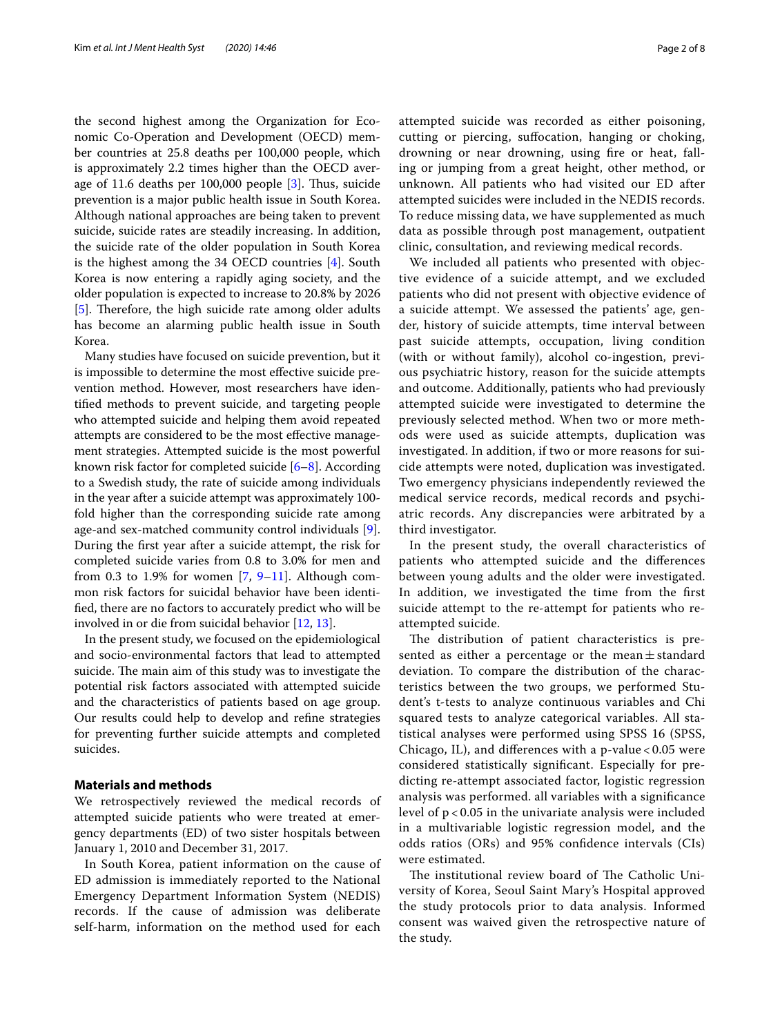the second highest among the Organization for Economic Co-Operation and Development (OECD) member countries at 25.8 deaths per 100,000 people, which is approximately 2.2 times higher than the OECD average of 11.6 deaths per 100,000 people [3]. Thus, suicide prevention is a major public health issue in South Korea. Although national approaches are being taken to prevent suicide, suicide rates are steadily increasing. In addition, the suicide rate of the older population in South Korea is the highest among the 34 OECD countries [4]. South Korea is now entering a rapidly aging society, and the older population is expected to increase to 20.8% by 2026 [5]. Therefore, the high suicide rate among older adults has become an alarming public health issue in South Korea.

Many studies have focused on suicide prevention, but it is impossible to determine the most effective suicide prevention method. However, most researchers have identified methods to prevent suicide, and targeting people who attempted suicide and helping them avoid repeated attempts are considered to be the most effective management strategies. Attempted suicide is the most powerful known risk factor for completed suicide [6–8]. According to a Swedish study, the rate of suicide among individuals in the year after a suicide attempt was approximately 100-fold higher than the corresponding suicide rate among age-and sex-matched community control individuals [9]. During the first year after a suicide attempt, the risk for completed suicide varies from 0.8 to 3.0% for men and from 0.3 to 1.9% for women [7, 9–11]. Although common risk factors for suicidal behavior have been identified, there are no factors to accurately predict who will be involved in or die from suicidal behavior [12, 13].

In the present study, we focused on the epidemiological and socio-environmental factors that lead to attempted suicide. The main aim of this study was to investigate the potential risk factors associated with attempted suicide and the characteristics of patients based on age group. Our results could help to develop and refine strategies for preventing further suicide attempts and completed suicides.

## Materials and methods

We retrospectively reviewed the medical records of attempted suicide patients who were treated at emergency departments (ED) of two sister hospitals between January 1, 2010 and December 31, 2017.

In South Korea, patient information on the cause of ED admission is immediately reported to the National Emergency Department Information System (NEDIS) records. If the cause of admission was deliberate self-harm, information on the method used for each attempted suicide was recorded as either poisoning, cutting or piercing, suffocation, hanging or choking, drowning or near drowning, using fire or heat, falling or jumping from a great height, other method, or unknown. All patients who had visited our ED after attempted suicides were included in the NEDIS records. To reduce missing data, we have supplemented as much data as possible through post management, outpatient clinic, consultation, and reviewing medical records.

We included all patients who presented with objective evidence of a suicide attempt, and we excluded patients who did not present with objective evidence of a suicide attempt. We assessed the patients' age, gender, history of suicide attempts, time interval between past suicide attempts, occupation, living condition (with or without family), alcohol co-ingestion, previous psychiatric history, reason for the suicide attempts and outcome. Additionally, patients who had previously attempted suicide were investigated to determine the previously selected method. When two or more methods were used as suicide attempts, duplication was investigated. In addition, if two or more reasons for suicide attempts were noted, duplication was investigated. Two emergency physicians independently reviewed the medical service records, medical records and psychiatric records. Any discrepancies were arbitrated by a third investigator.

In the present study, the overall characteristics of patients who attempted suicide and the differences between young adults and the older were investigated. In addition, we investigated the time from the first suicide attempt to the re-attempt for patients who re-attempted suicide.

The distribution of patient characteristics is presented as either a percentage or the mean ± standard deviation. To compare the distribution of the characteristics between the two groups, we performed Student's t-tests to analyze continuous variables and Chi squared tests to analyze categorical variables. All statistical analyses were performed using SPSS 16 (SPSS, Chicago, IL), and differences with a p-value $< 0.05$ were considered statistically significant. Especially for predicting re-attempt associated factor, logistic regression analysis was performed. all variables with a significance level of $p < 0.05$ in the univariate analysis were included in a multivariable logistic regression model, and the odds ratios (ORs) and 95% confidence intervals (CIs) were estimated.

The institutional review board of The Catholic University of Korea, Seoul Saint Mary's Hospital approved the study protocols prior to data analysis. Informed consent was waived given the retrospective nature of the study.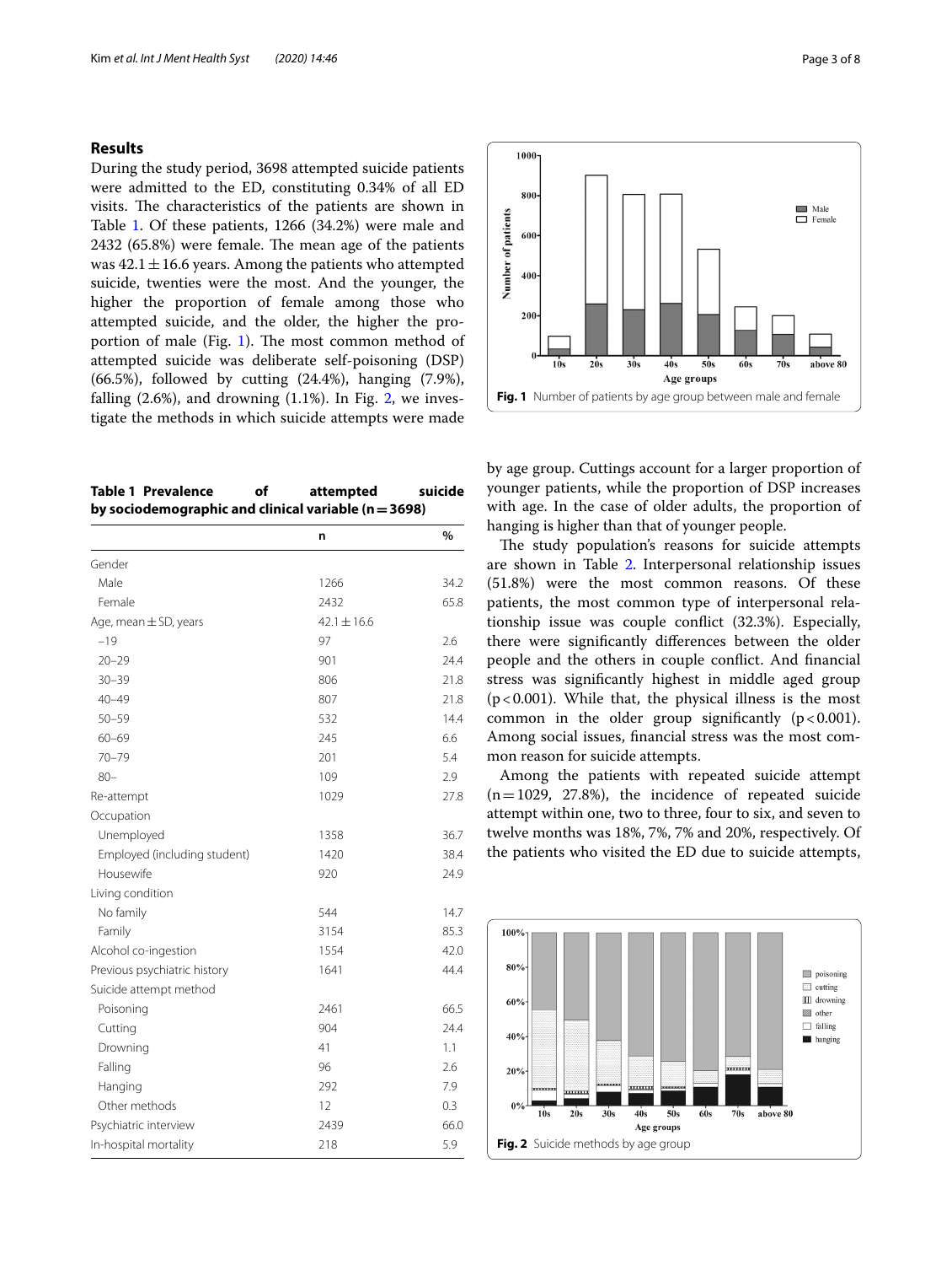## Results

During the study period, 3698 attempted suicide patients were admitted to the ED, constituting 0.34% of all ED visits. The characteristics of the patients are shown in Table 1. Of these patients, 1266 (34.2%) were male and 2432 (65.8%) were female. The mean age of the patients was 42.1 ± 16.6 years. Among the patients who attempted suicide, twenties were the most. And the younger, the higher the proportion of female among those who attempted suicide, and the older, the higher the proportion of male (Fig. 1). The most common method of attempted suicide was deliberate self-poisoning (DSP) (66.5%), followed by cutting (24.4%), hanging (7.9%), falling (2.6%), and drowning (1.1%). In Fig. 2, we investigate the methods in which suicide attempts were made by age group. Cuttings account for a larger proportion of younger patients, while the proportion of DSP increases with age. In the case of older adults, the proportion of hanging is higher than that of younger people.

**Table 1 Prevalence of attempted suicide by sociodemographic and clinical variable (n = 3698)**

| | n | % |
|---|---|---|
| Gender | | |
| Male | 1266 | 34.2 |
| Female | 2432 | 65.8 |
| Age, mean ± SD, years | 42.1 ± 16.6 | |
| –19 | 97 | 2.6 |
| 20–29 | 901 | 24.4 |
| 30–39 | 806 | 21.8 |
| 40–49 | 807 | 21.8 |
| 50–59 | 532 | 14.4 |
| 60–69 | 245 | 6.6 |
| 70–79 | 201 | 5.4 |
| 80– | 109 | 2.9 |
| Re-attempt | 1029 | 27.8 |
| Occupation | | |
| Unemployed | 1358 | 36.7 |
| Employed (including student) | 1420 | 38.4 |
| Housewife | 920 | 24.9 |
| Living condition | | |
| No family | 544 | 14.7 |
| Family | 3154 | 85.3 |
| Alcohol co-ingestion | 1554 | 42.0 |
| Previous psychiatric history | 1641 | 44.4 |
| Suicide attempt method | | |
| Poisoning | 2461 | 66.5 |
| Cutting | 904 | 24.4 |
| Drowning | 41 | 1.1 |
| Falling | 96 | 2.6 |
| Hanging | 292 | 7.9 |
| Other methods | 12 | 0.3 |
| Psychiatric interview | 2439 | 66.0 |
| In-hospital mortality | 218 | 5.9 |

Fig. 1 Number of patients by age group between male and female

The study population's reasons for suicide attempts are shown in Table 2. Interpersonal relationship issues (51.8%) were the most common reasons. Of these patients, the most common type of interpersonal relationship issue was couple conflict (32.3%). Especially, there were significantly differences between the older people and the others in couple conflict. And financial stress was significantly highest in middle aged group ($p < 0.001$). While that, the physical illness is the most common in the older group significantly ($p < 0.001$). Among social issues, financial stress was the most common reason for suicide attempts.

Among the patients with repeated suicide attempt (n = 1029, 27.8%), the incidence of repeated suicide attempt within one, two to three, four to six, and seven to twelve months was 18%, 7%, 7% and 20%, respectively. Of the patients who visited the ED due to suicide attempts,

Fig. 2 Suicide methods by age group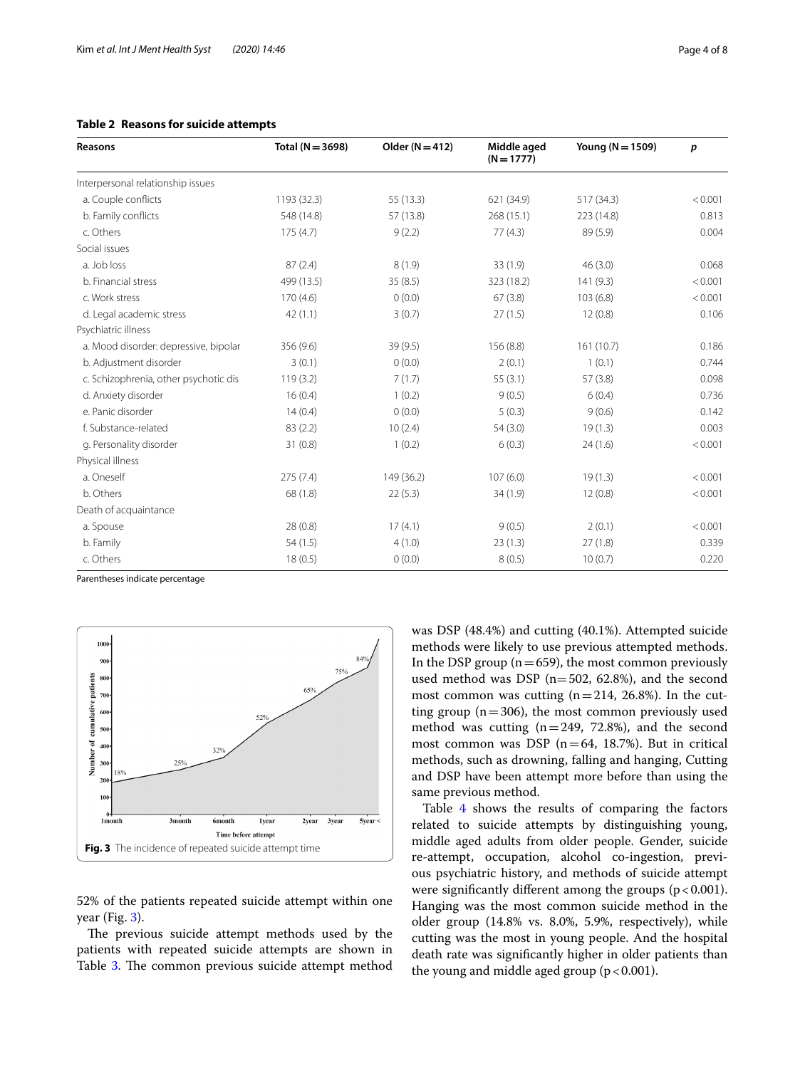**Table 2 Reasons for suicide attempts**

| Reasons | Total (N = 3698) | Older (N = 412) | Middle aged (N = 1777) | Young (N = 1509) | *p* |
|---|---|---|---|---|---|
| Interpersonal relationship issues | | | | | |
| a. Couple conflicts | 1193 (32.3) | 55 (13.3) | 621 (34.9) | 517 (34.3) | < 0.001 |
| b. Family conflicts | 548 (14.8) | 57 (13.8) | 268 (15.1) | 223 (14.8) | 0.813 |
| c. Others | 175 (4.7) | 9 (2.2) | 77 (4.3) | 89 (5.9) | 0.004 |
| Social issues | | | | | |
| a. Job loss | 87 (2.4) | 8 (1.9) | 33 (1.9) | 46 (3.0) | 0.068 |
| b. Financial stress | 499 (13.5) | 35 (8.5) | 323 (18.2) | 141 (9.3) | < 0.001 |
| c. Work stress | 170 (4.6) | 0 (0.0) | 67 (3.8) | 103 (6.8) | < 0.001 |
| d. Legal academic stress | 42 (1.1) | 3 (0.7) | 27 (1.5) | 12 (0.8) | 0.106 |
| Psychiatric illness | | | | | |
| a. Mood disorder: depressive, bipolar | 356 (9.6) | 39 (9.5) | 156 (8.8) | 161 (10.7) | 0.186 |
| b. Adjustment disorder | 3 (0.1) | 0 (0.0) | 2 (0.1) | 1 (0.1) | 0.744 |
| c. Schizophrenia, other psychotic dis | 119 (3.2) | 7 (1.7) | 55 (3.1) | 57 (3.8) | 0.098 |
| d. Anxiety disorder | 16 (0.4) | 1 (0.2) | 9 (0.5) | 6 (0.4) | 0.736 |
| e. Panic disorder | 14 (0.4) | 0 (0.0) | 5 (0.3) | 9 (0.6) | 0.142 |
| f. Substance-related | 83 (2.2) | 10 (2.4) | 54 (3.0) | 19 (1.3) | 0.003 |
| g. Personality disorder | 31 (0.8) | 1 (0.2) | 6 (0.3) | 24 (1.6) | < 0.001 |
| Physical illness | | | | | |
| a. Oneself | 275 (7.4) | 149 (36.2) | 107 (6.0) | 19 (1.3) | < 0.001 |
| b. Others | 68 (1.8) | 22 (5.3) | 34 (1.9) | 12 (0.8) | < 0.001 |
| Death of acquaintance | | | | | |
| a. Spouse | 28 (0.8) | 17 (4.1) | 9 (0.5) | 2 (0.1) | < 0.001 |
| b. Family | 54 (1.5) | 4 (1.0) | 23 (1.3) | 27 (1.8) | 0.339 |
| c. Others | 18 (0.5) | 0 (0.0) | 8 (0.5) | 10 (0.7) | 0.220 |

Parentheses indicate percentage

**Fig. 3** The incidence of repeated suicide attempt time

52% of the patients repeated suicide attempt within one year (Fig. 3).

The previous suicide attempt methods used by the patients with repeated suicide attempts are shown in Table 3. The common previous suicide attempt method was DSP (48.4%) and cutting (40.1%). Attempted suicide methods were likely to use previous attempted methods. In the DSP group (n = 659), the most common previously used method was DSP (n = 502, 62.8%), and the second most common was cutting (n = 214, 26.8%). In the cutting group (n = 306), the most common previously used method was cutting (n = 249, 72.8%), and the second most common was DSP (n = 64, 18.7%). But in critical methods, such as drowning, falling and hanging, Cutting and DSP have been attempt more before than using the same previous method.

Table 4 shows the results of comparing the factors related to suicide attempts by distinguishing young, middle aged adults from older people. Gender, suicide re-attempt, occupation, alcohol co-ingestion, previous psychiatric history, and methods of suicide attempt were significantly different among the groups ($p < 0.001$). Hanging was the most common suicide method in the older group (14.8% vs. 8.0%, 5.9%, respectively), while cutting was the most in young people. And the hospital death rate was significantly higher in older patients than the young and middle aged group ($p < 0.001$).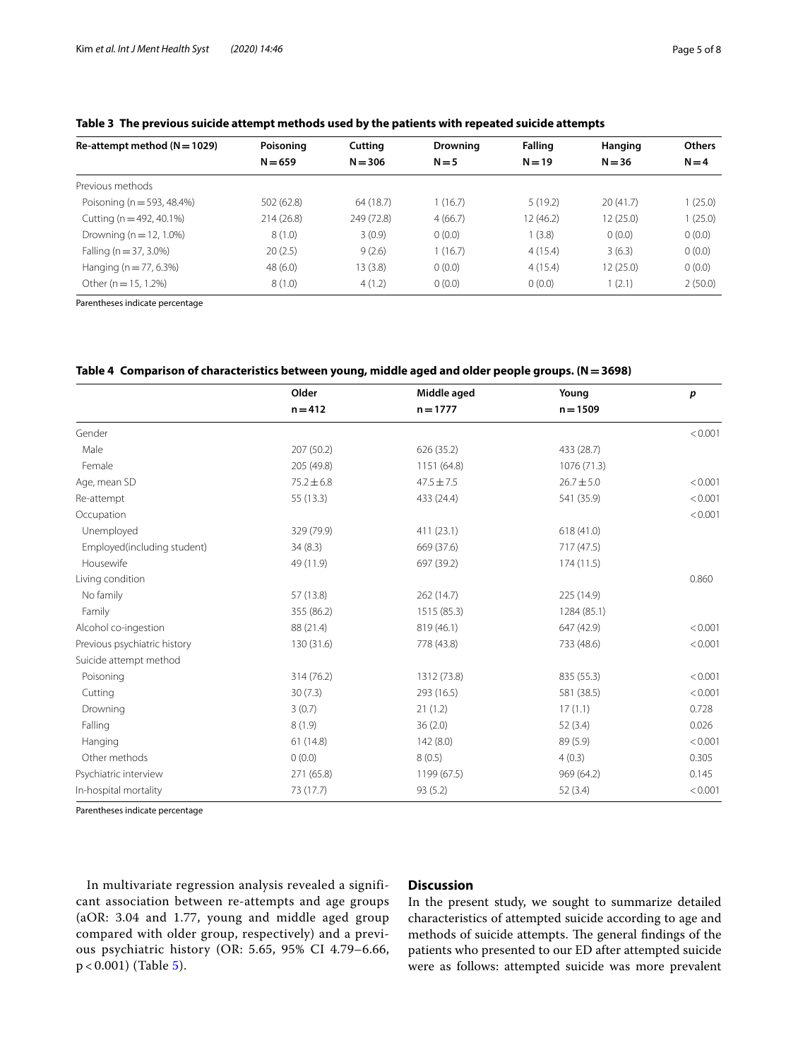**Table 3 The previous suicide attempt methods used by the patients with repeated suicide attempts**

| Re-attempt method (N = 1029) | Poisoning N = 659 | Cutting N = 306 | Drowning N = 5 | Falling N = 19 | Hanging N = 36 | Others N = 4 |
|---|---|---|---|---|---|---|
| Previous methods | | | | | | |
| Poisoning (n = 593, 48.4%) | 502 (62.8) | 64 (18.7) | 1 (16.7) | 5 (19.2) | 20 (41.7) | 1 (25.0) |
| Cutting (n = 492, 40.1%) | 214 (26.8) | 249 (72.8) | 4 (66.7) | 12 (46.2) | 12 (25.0) | 1 (25.0) |
| Drowning (n = 12, 1.0%) | 8 (1.0) | 3 (0.9) | 0 (0.0) | 1 (3.8) | 0 (0.0) | 0 (0.0) |
| Falling (n = 37, 3.0%) | 20 (2.5) | 9 (2.6) | 1 (16.7) | 4 (15.4) | 3 (6.3) | 0 (0.0) |
| Hanging (n = 77, 6.3%) | 48 (6.0) | 13 (3.8) | 0 (0.0) | 4 (15.4) | 12 (25.0) | 0 (0.0) |
| Other (n = 15, 1.2%) | 8 (1.0) | 4 (1.2) | 0 (0.0) | 0 (0.0) | 1 (2.1) | 2 (50.0) |

Parentheses indicate percentage

**Table 4 Comparison of characteristics between young, middle aged and older people groups. (N = 3698)**

| | Older n = 412 | Middle aged n = 1777 | Young n = 1509 | p |
|---|---|---|---|---|
| Gender | | | | < 0.001 |
| Male | 207 (50.2) | 626 (35.2) | 433 (28.7) | |
| Female | 205 (49.8) | 1151 (64.8) | 1076 (71.3) | |
| Age, mean SD | 75.2 ± 6.8 | 47.5 ± 7.5 | 26.7 ± 5.0 | < 0.001 |
| Re-attempt | 55 (13.3) | 433 (24.4) | 541 (35.9) | < 0.001 |
| Occupation | | | | < 0.001 |
| Unemployed | 329 (79.9) | 411 (23.1) | 618 (41.0) | |
| Employed(including student) | 34 (8.3) | 669 (37.6) | 717 (47.5) | |
| Housewife | 49 (11.9) | 697 (39.2) | 174 (11.5) | |
| Living condition | | | | 0.860 |
| No family | 57 (13.8) | 262 (14.7) | 225 (14.9) | |
| Family | 355 (86.2) | 1515 (85.3) | 1284 (85.1) | |
| Alcohol co-ingestion | 88 (21.4) | 819 (46.1) | 647 (42.9) | < 0.001 |
| Previous psychiatric history | 130 (31.6) | 778 (43.8) | 733 (48.6) | < 0.001 |
| Suicide attempt method | | | | |
| Poisoning | 314 (76.2) | 1312 (73.8) | 835 (55.3) | < 0.001 |
| Cutting | 30 (7.3) | 293 (16.5) | 581 (38.5) | < 0.001 |
| Drowning | 3 (0.7) | 21 (1.2) | 17 (1.1) | 0.728 |
| Falling | 8 (1.9) | 36 (2.0) | 52 (3.4) | 0.026 |
| Hanging | 61 (14.8) | 142 (8.0) | 89 (5.9) | < 0.001 |
| Other methods | 0 (0.0) | 8 (0.5) | 4 (0.3) | 0.305 |
| Psychiatric interview | 271 (65.8) | 1199 (67.5) | 969 (64.2) | 0.145 |
| In-hospital mortality | 73 (17.7) | 93 (5.2) | 52 (3.4) | < 0.001 |

Parentheses indicate percentage

In multivariate regression analysis revealed a significant association between re-attempts and age groups (aOR: 3.04 and 1.77, young and middle aged group compared with older group, respectively) and a previous psychiatric history (OR: 5.65, 95% CI 4.79–6.66, $p < 0.001$) (Table 5).

## Discussion

In the present study, we sought to summarize detailed characteristics of attempted suicide according to age and methods of suicide attempts. The general findings of the patients who presented to our ED after attempted suicide were as follows: attempted suicide was more prevalent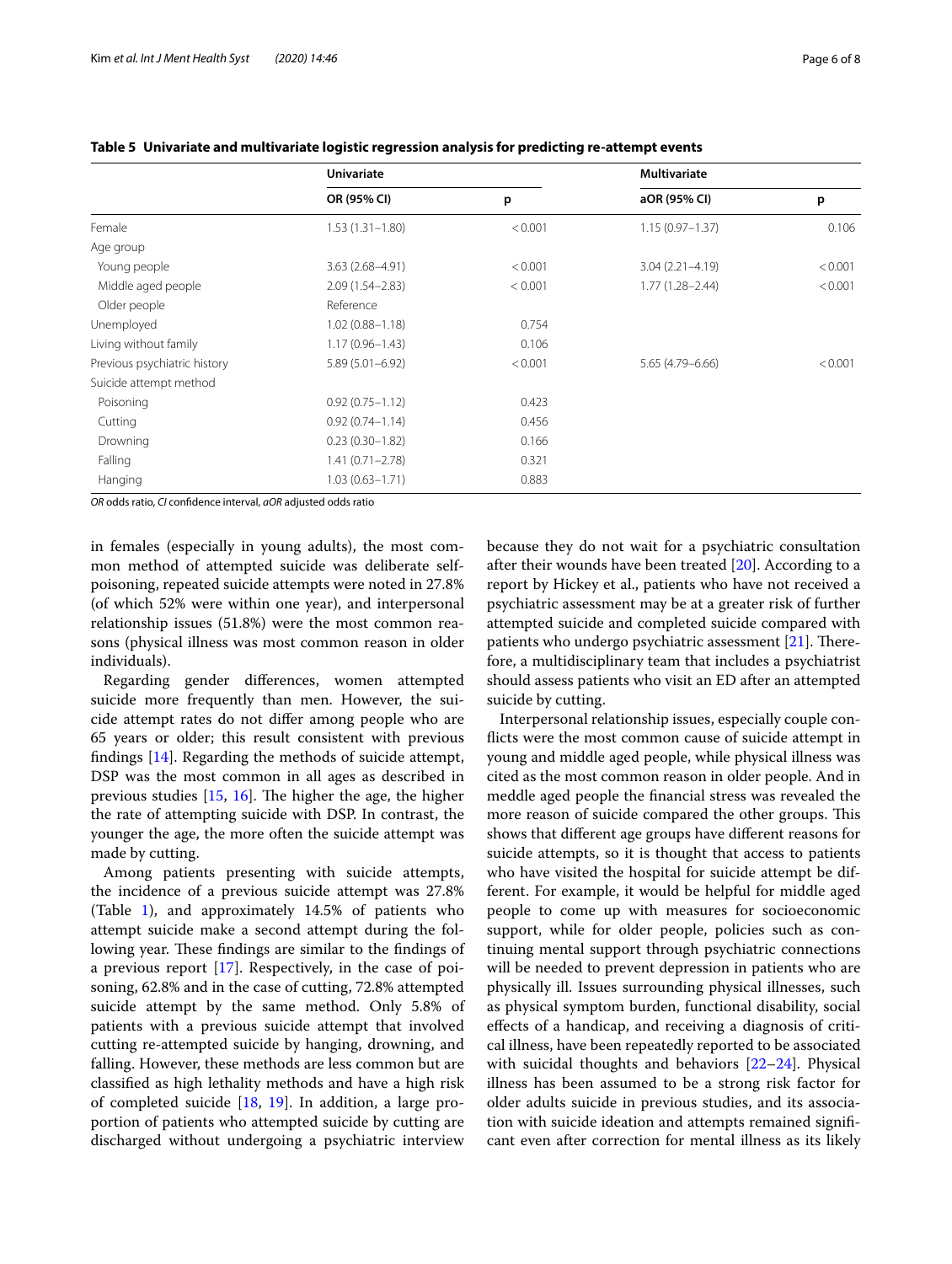**Table 5 Univariate and multivariate logistic regression analysis for predicting re-attempt events**

| | Univariate | | Multivariate | |
|---|---|---|---|---|
| | OR (95% CI) | p | aOR (95% CI) | p |
| Female | 1.53 (1.31–1.80) | < 0.001 | 1.15 (0.97–1.37) | 0.106 |
| Age group | | | | |
| Young people | 3.63 (2.68–4.91) | < 0.001 | 3.04 (2.21–4.19) | < 0.001 |
| Middle aged people | 2.09 (1.54–2.83) | < 0.001 | 1.77 (1.28–2.44) | < 0.001 |
| Older people | Reference | | | |
| Unemployed | 1.02 (0.88–1.18) | 0.754 | | |
| Living without family | 1.17 (0.96–1.43) | 0.106 | | |
| Previous psychiatric history | 5.89 (5.01–6.92) | < 0.001 | 5.65 (4.79–6.66) | < 0.001 |
| Suicide attempt method | | | | |
| Poisoning | 0.92 (0.75–1.12) | 0.423 | | |
| Cutting | 0.92 (0.74–1.14) | 0.456 | | |
| Drowning | 0.23 (0.30–1.82) | 0.166 | | |
| Falling | 1.41 (0.71–2.78) | 0.321 | | |
| Hanging | 1.03 (0.63–1.71) | 0.883 | | |

*OR* odds ratio, *CI* confidence interval, *aOR* adjusted odds ratio

in females (especially in young adults), the most common method of attempted suicide was deliberate self-poisoning, repeated suicide attempts were noted in 27.8% (of which 52% were within one year), and interpersonal relationship issues (51.8%) were the most common reasons (physical illness was most common reason in older individuals).

Regarding gender differences, women attempted suicide more frequently than men. However, the suicide attempt rates do not differ among people who are 65 years or older; this result consistent with previous findings [14]. Regarding the methods of suicide attempt, DSP was the most common in all ages as described in previous studies [15, 16]. The higher the age, the higher the rate of attempting suicide with DSP. In contrast, the younger the age, the more often the suicide attempt was made by cutting.

Among patients presenting with suicide attempts, the incidence of a previous suicide attempt was 27.8% (Table 1), and approximately 14.5% of patients who attempt suicide make a second attempt during the following year. These findings are similar to the findings of a previous report [17]. Respectively, in the case of poisoning, 62.8% and in the case of cutting, 72.8% attempted suicide attempt by the same method. Only 5.8% of patients with a previous suicide attempt that involved cutting re-attempted suicide by hanging, drowning, and falling. However, these methods are less common but are classified as high lethality methods and have a high risk of completed suicide [18, 19]. In addition, a large proportion of patients who attempted suicide by cutting are discharged without undergoing a psychiatric interview because they do not wait for a psychiatric consultation after their wounds have been treated [20]. According to a report by Hickey et al., patients who have not received a psychiatric assessment may be at a greater risk of further attempted suicide and completed suicide compared with patients who undergo psychiatric assessment [21]. Therefore, a multidisciplinary team that includes a psychiatrist should assess patients who visit an ED after an attempted suicide by cutting.

Interpersonal relationship issues, especially couple conflicts were the most common cause of suicide attempt in young and middle aged people, while physical illness was cited as the most common reason in older people. And in meddle aged people the financial stress was revealed the more reason of suicide compared the other groups. This shows that different age groups have different reasons for suicide attempts, so it is thought that access to patients who have visited the hospital for suicide attempt be different. For example, it would be helpful for middle aged people to come up with measures for socioeconomic support, while for older people, policies such as continuing mental support through psychiatric connections will be needed to prevent depression in patients who are physically ill. Issues surrounding physical illnesses, such as physical symptom burden, functional disability, social effects of a handicap, and receiving a diagnosis of critical illness, have been repeatedly reported to be associated with suicidal thoughts and behaviors [22–24]. Physical illness has been assumed to be a strong risk factor for older adults suicide in previous studies, and its association with suicide ideation and attempts remained significant even after correction for mental illness as its likely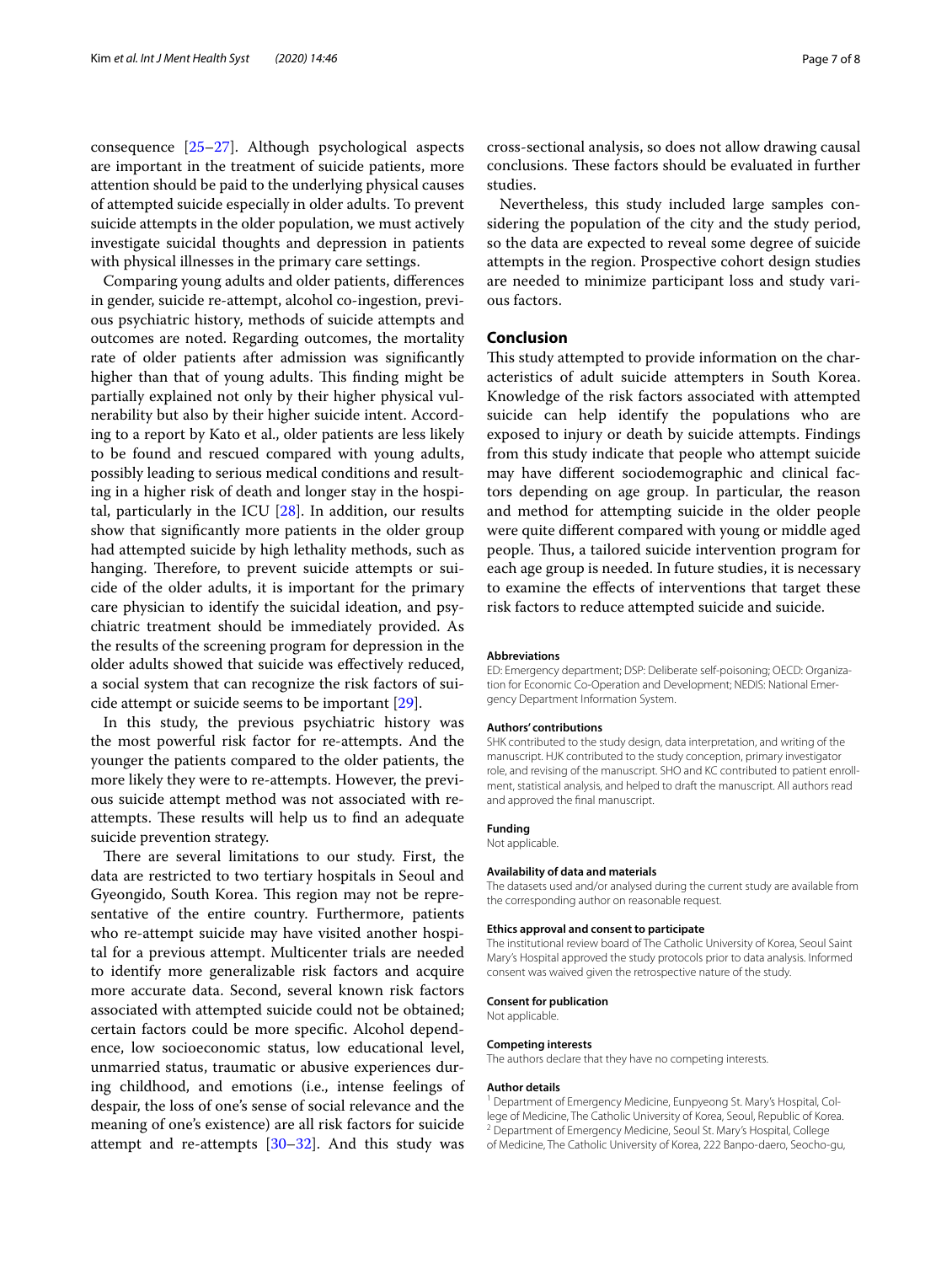consequence [25–27]. Although psychological aspects are important in the treatment of suicide patients, more attention should be paid to the underlying physical causes of attempted suicide especially in older adults. To prevent suicide attempts in the older population, we must actively investigate suicidal thoughts and depression in patients with physical illnesses in the primary care settings.

Comparing young adults and older patients, differences in gender, suicide re-attempt, alcohol co-ingestion, previous psychiatric history, methods of suicide attempts and outcomes are noted. Regarding outcomes, the mortality rate of older patients after admission was significantly higher than that of young adults. This finding might be partially explained not only by their higher physical vulnerability but also by their higher suicide intent. According to a report by Kato et al., older patients are less likely to be found and rescued compared with young adults, possibly leading to serious medical conditions and resulting in a higher risk of death and longer stay in the hospital, particularly in the ICU [28]. In addition, our results show that significantly more patients in the older group had attempted suicide by high lethality methods, such as hanging. Therefore, to prevent suicide attempts or suicide of the older adults, it is important for the primary care physician to identify the suicidal ideation, and psychiatric treatment should be immediately provided. As the results of the screening program for depression in the older adults showed that suicide was effectively reduced, a social system that can recognize the risk factors of suicide attempt or suicide seems to be important [29].

In this study, the previous psychiatric history was the most powerful risk factor for re-attempts. And the younger the patients compared to the older patients, the more likely they were to re-attempts. However, the previous suicide attempt method was not associated with re-attempts. These results will help us to find an adequate suicide prevention strategy.

There are several limitations to our study. First, the data are restricted to two tertiary hospitals in Seoul and Gyeongido, South Korea. This region may not be representative of the entire country. Furthermore, patients who re-attempt suicide may have visited another hospital for a previous attempt. Multicenter trials are needed to identify more generalizable risk factors and acquire more accurate data. Second, several known risk factors associated with attempted suicide could not be obtained; certain factors could be more specific. Alcohol dependence, low socioeconomic status, low educational level, unmarried status, traumatic or abusive experiences during childhood, and emotions (i.e., intense feelings of despair, the loss of one's sense of social relevance and the meaning of one's existence) are all risk factors for suicide attempt and re-attempts [30–32]. And this study was cross-sectional analysis, so does not allow drawing causal conclusions. These factors should be evaluated in further studies.

Nevertheless, this study included large samples considering the population of the city and the study period, so the data are expected to reveal some degree of suicide attempts in the region. Prospective cohort design studies are needed to minimize participant loss and study various factors.

## Conclusion

This study attempted to provide information on the characteristics of adult suicide attempters in South Korea. Knowledge of the risk factors associated with attempted suicide can help identify the populations who are exposed to injury or death by suicide attempts. Findings from this study indicate that people who attempt suicide may have different sociodemographic and clinical factors depending on age group. In particular, the reason and method for attempting suicide in the older people were quite different compared with young or middle aged people. Thus, a tailored suicide intervention program for each age group is needed. In future studies, it is necessary to examine the effects of interventions that target these risk factors to reduce attempted suicide and suicide.

#### Abbreviations

ED: Emergency department; DSP: Deliberate self-poisoning; OECD: Organization for Economic Co-Operation and Development; NEDIS: National Emergency Department Information System.

#### Authors' contributions

SHK contributed to the study design, data interpretation, and writing of the manuscript. HJK contributed to the study conception, primary investigator role, and revising of the manuscript. SHO and KC contributed to patient enrollment, statistical analysis, and helped to draft the manuscript. All authors read and approved the final manuscript.

#### Funding

Not applicable.

#### Availability of data and materials

The datasets used and/or analysed during the current study are available from the corresponding author on reasonable request.

#### Ethics approval and consent to participate

The institutional review board of The Catholic University of Korea, Seoul Saint Mary's Hospital approved the study protocols prior to data analysis. Informed consent was waived given the retrospective nature of the study.

#### Consent for publication

Not applicable.

#### Competing interests

The authors declare that they have no competing interests.

#### Author details

[1] Department of Emergency Medicine, Eunpyeong St. Mary's Hospital, College of Medicine, The Catholic University of Korea, Seoul, Republic of Korea. [2] Department of Emergency Medicine, Seoul St. Mary's Hospital, College of Medicine, The Catholic University of Korea, 222 Banpo-daero, Seocho-gu,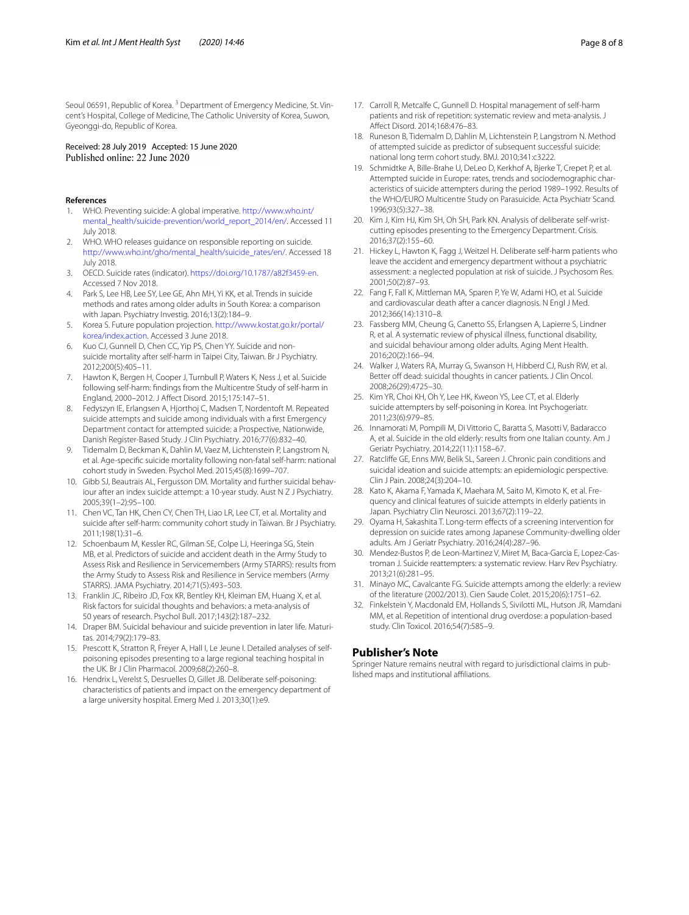Seoul 06591, Republic of Korea. [3] Department of Emergency Medicine, St. Vincent's Hospital, College of Medicine, The Catholic University of Korea, Suwon, Gyeonggi-do, Republic of Korea.

Received: 28 July 2019 Accepted: 15 June 2020
Published online: 22 June 2020

## References

1. WHO. Preventing suicide: A global imperative. http://www.who.int/mental_health/suicide-prevention/world_report_2014/en/. Accessed 11 July 2018.
2. WHO. WHO releases guidance on responsible reporting on suicide. http://www.who.int/gho/mental_health/suicide_rates/en/. Accessed 18 July 2018.
3. OECD. Suicide rates (indicator). https://doi.org/10.1787/a82f3459-en. Accessed 7 Nov 2018.
4. Park S, Lee HB, Lee SY, Lee GE, Ahn MH, Yi KK, et al. Trends in suicide methods and rates among older adults in South Korea: a comparison with Japan. Psychiatry Investig. 2016;13(2):184–9.
5. Korea S. Future population projection. http://www.kostat.go.kr/portal/korea/index.action. Accessed 3 June 2018.
6. Kuo CJ, Gunnell D, Chen CC, Yip PS, Chen YY. Suicide and non-suicide mortality after self-harm in Taipei City, Taiwan. Br J Psychiatry. 2012;200(5):405–11.
7. Hawton K, Bergen H, Cooper J, Turnbull P, Waters K, Ness J, et al. Suicide following self-harm: findings from the Multicentre Study of self-harm in England, 2000–2012. J Affect Disord. 2015;175:147–51.
8. Fedyszyn IE, Erlangsen A, Hjorthoj C, Madsen T, Nordentoft M. Repeated suicide attempts and suicide among individuals with a first Emergency Department contact for attempted suicide: a Prospective, Nationwide, Danish Register-Based Study. J Clin Psychiatry. 2016;77(6):832–40.
9. Tidemalm D, Beckman K, Dahlin M, Vaez M, Lichtenstein P, Langstrom N, et al. Age-specific suicide mortality following non-fatal self-harm: national cohort study in Sweden. Psychol Med. 2015;45(8):1699–707.
10. Gibb SJ, Beautrais AL, Fergusson DM. Mortality and further suicidal behaviour after an index suicide attempt: a 10-year study. Aust N Z J Psychiatry. 2005;39(1–2):95–100.
11. Chen VC, Tan HK, Chen CY, Chen TH, Liao LR, Lee CT, et al. Mortality and suicide after self-harm: community cohort study in Taiwan. Br J Psychiatry. 2011;198(1):31–6.
12. Schoenbaum M, Kessler RC, Gilman SE, Colpe LJ, Heeringa SG, Stein MB, et al. Predictors of suicide and accident death in the Army Study to Assess Risk and Resilience in Servicemembers (Army STARRS): results from the Army Study to Assess Risk and Resilience in Service members (Army STARRS). JAMA Psychiatry. 2014;71(5):493–503.
13. Franklin JC, Ribeiro JD, Fox KR, Bentley KH, Kleiman EM, Huang X, et al. Risk factors for suicidal thoughts and behaviors: a meta-analysis of 50 years of research. Psychol Bull. 2017;143(2):187–232.
14. Draper BM. Suicidal behaviour and suicide prevention in later life. Maturitas. 2014;79(2):179–83.
15. Prescott K, Stratton R, Freyer A, Hall I, Le Jeune I. Detailed analyses of self-poisoning episodes presenting to a large regional teaching hospital in the UK. Br J Clin Pharmacol. 2009;68(2):260–8.
16. Hendrix L, Verelst S, Desruelles D, Gillet JB. Deliberate self-poisoning: characteristics of patients and impact on the emergency department of a large university hospital. Emerg Med J. 2013;30(1):e9.
17. Carroll R, Metcalfe C, Gunnell D. Hospital management of self-harm patients and risk of repetition: systematic review and meta-analysis. J Affect Disord. 2014;168:476–83.
18. Runeson B, Tidemalm D, Dahlin M, Lichtenstein P, Langstrom N. Method of attempted suicide as predictor of subsequent successful suicide: national long term cohort study. BMJ. 2010;341:c3222.
19. Schmidtke A, Bille-Brahe U, DeLeo D, Kerkhof A, Bjerke T, Crepet P, et al. Attempted suicide in Europe: rates, trends and sociodemographic characteristics of suicide attempters during the period 1989–1992. Results of the WHO/EURO Multicentre Study on Parasuicide. Acta Psychiatr Scand. 1996;93(5):327–38.
20. Kim J, Kim HJ, Kim SH, Oh SH, Park KN. Analysis of deliberate self-wrist-cutting episodes presenting to the Emergency Department. Crisis. 2016;37(2):155–60.
21. Hickey L, Hawton K, Fagg J, Weitzel H. Deliberate self-harm patients who leave the accident and emergency department without a psychiatric assessment: a neglected population at risk of suicide. J Psychosom Res. 2001;50(2):87–93.
22. Fang F, Fall K, Mittleman MA, Sparen P, Ye W, Adami HO, et al. Suicide and cardiovascular death after a cancer diagnosis. N Engl J Med. 2012;366(14):1310–8.
23. Fassberg MM, Cheung G, Canetto SS, Erlangsen A, Lapierre S, Lindner R, et al. A systematic review of physical illness, functional disability, and suicidal behaviour among older adults. Aging Ment Health. 2016;20(2):166–94.
24. Walker J, Waters RA, Murray G, Swanson H, Hibberd CJ, Rush RW, et al. Better off dead: suicidal thoughts in cancer patients. J Clin Oncol. 2008;26(29):4725–30.
25. Kim YR, Choi KH, Oh Y, Lee HK, Kweon YS, Lee CT, et al. Elderly suicide attempters by self-poisoning in Korea. Int Psychogeriatr. 2011;23(6):979–85.
26. Innamorati M, Pompili M, Di Vittorio C, Baratta S, Masotti V, Badaracco A, et al. Suicide in the old elderly: results from one Italian county. Am J Geriatr Psychiatry. 2014;22(11):1158–67.
27. Ratcliffe GE, Enns MW, Belik SL, Sareen J. Chronic pain conditions and suicidal ideation and suicide attempts: an epidemiologic perspective. Clin J Pain. 2008;24(3):204–10.
28. Kato K, Akama F, Yamada K, Maehara M, Saito M, Kimoto K, et al. Frequency and clinical features of suicide attempts in elderly patients in Japan. Psychiatry Clin Neurosci. 2013;67(2):119–22.
29. Oyama H, Sakashita T. Long-term effects of a screening intervention for depression on suicide rates among Japanese Community-dwelling older adults. Am J Geriatr Psychiatry. 2016;24(4):287–96.
30. Mendez-Bustos P, de Leon-Martinez V, Miret M, Baca-Garcia E, Lopez-Castroman J. Suicide reattempters: a systematic review. Harv Rev Psychiatry. 2013;21(6):281–95.
31. Minayo MC, Cavalcante FG. Suicide attempts among the elderly: a review of the literature (2002/2013). Cien Saude Colet. 2015;20(6):1751–62.
32. Finkelstein Y, Macdonald EM, Hollands S, Sivilotti ML, Hutson JR, Mamdani MM, et al. Repetition of intentional drug overdose: a population-based study. Clin Toxicol. 2016;54(7):585–9.

## Publisher's Note

Springer Nature remains neutral with regard to jurisdictional claims in published maps and institutional affiliations.